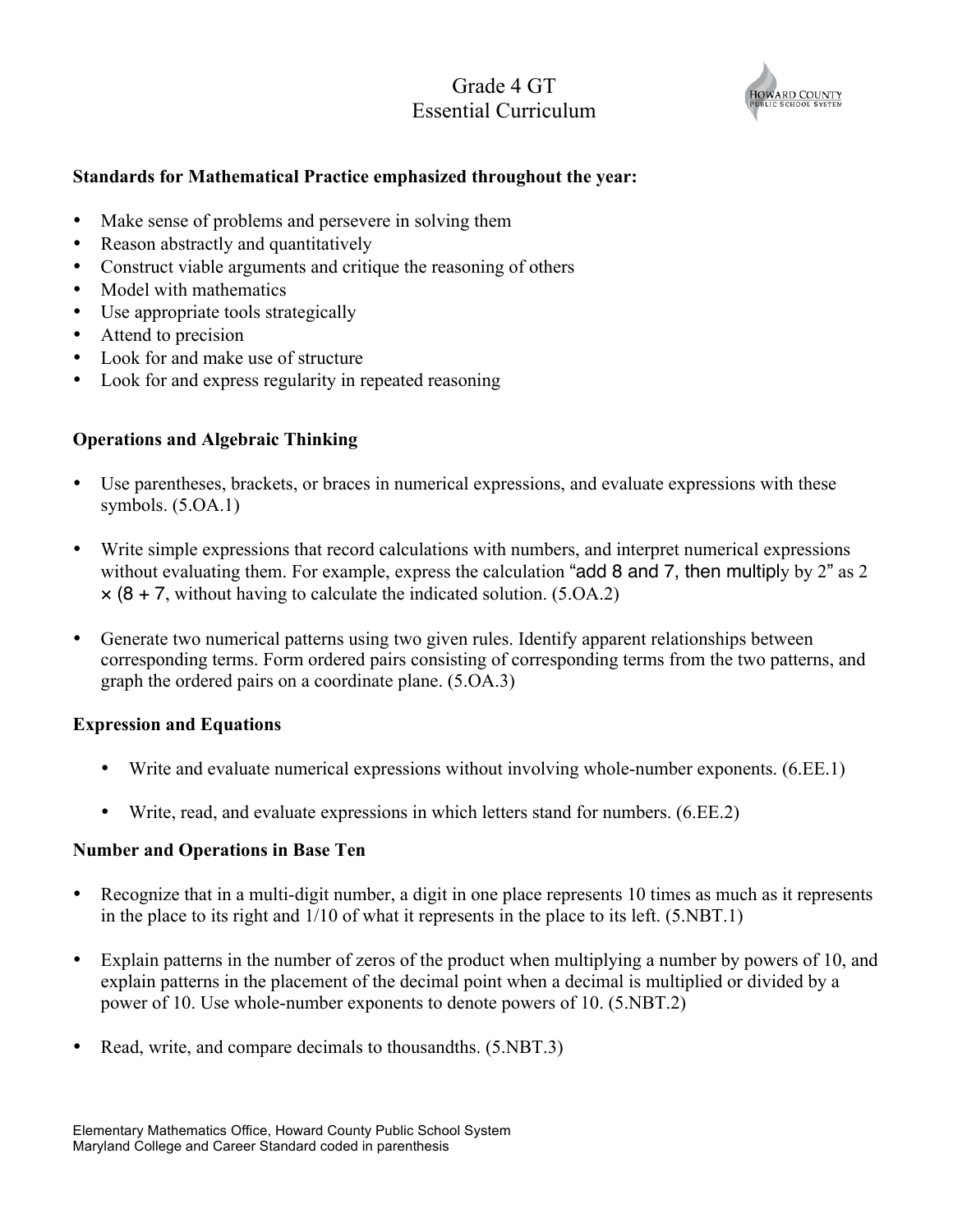# Grade 4 GT
# Essential Curriculum

**Standards for Mathematical Practice emphasized throughout the year:**

- Make sense of problems and persevere in solving them
- Reason abstractly and quantitatively
- Construct viable arguments and critique the reasoning of others
- Model with mathematics
- Use appropriate tools strategically
- Attend to precision
- Look for and make use of structure
- Look for and express regularity in repeated reasoning

**Operations and Algebraic Thinking**

- Use parentheses, brackets, or braces in numerical expressions, and evaluate expressions with these symbols. (5.OA.1)

- Write simple expressions that record calculations with numbers, and interpret numerical expressions without evaluating them. For example, express the calculation "add 8 and 7, then multiply by 2" as 2 × (8 + 7, without having to calculate the indicated solution. (5.OA.2)

- Generate two numerical patterns using two given rules. Identify apparent relationships between corresponding terms. Form ordered pairs consisting of corresponding terms from the two patterns, and graph the ordered pairs on a coordinate plane. (5.OA.3)

**Expression and Equations**

- Write and evaluate numerical expressions without involving whole-number exponents. (6.EE.1)

- Write, read, and evaluate expressions in which letters stand for numbers. (6.EE.2)

**Number and Operations in Base Ten**

- Recognize that in a multi-digit number, a digit in one place represents 10 times as much as it represents in the place to its right and 1/10 of what it represents in the place to its left. (5.NBT.1)

- Explain patterns in the number of zeros of the product when multiplying a number by powers of 10, and explain patterns in the placement of the decimal point when a decimal is multiplied or divided by a power of 10. Use whole-number exponents to denote powers of 10. (5.NBT.2)

- Read, write, and compare decimals to thousandths. (5.NBT.3)

Elementary Mathematics Office, Howard County Public School System
Maryland College and Career Standard coded in parenthesis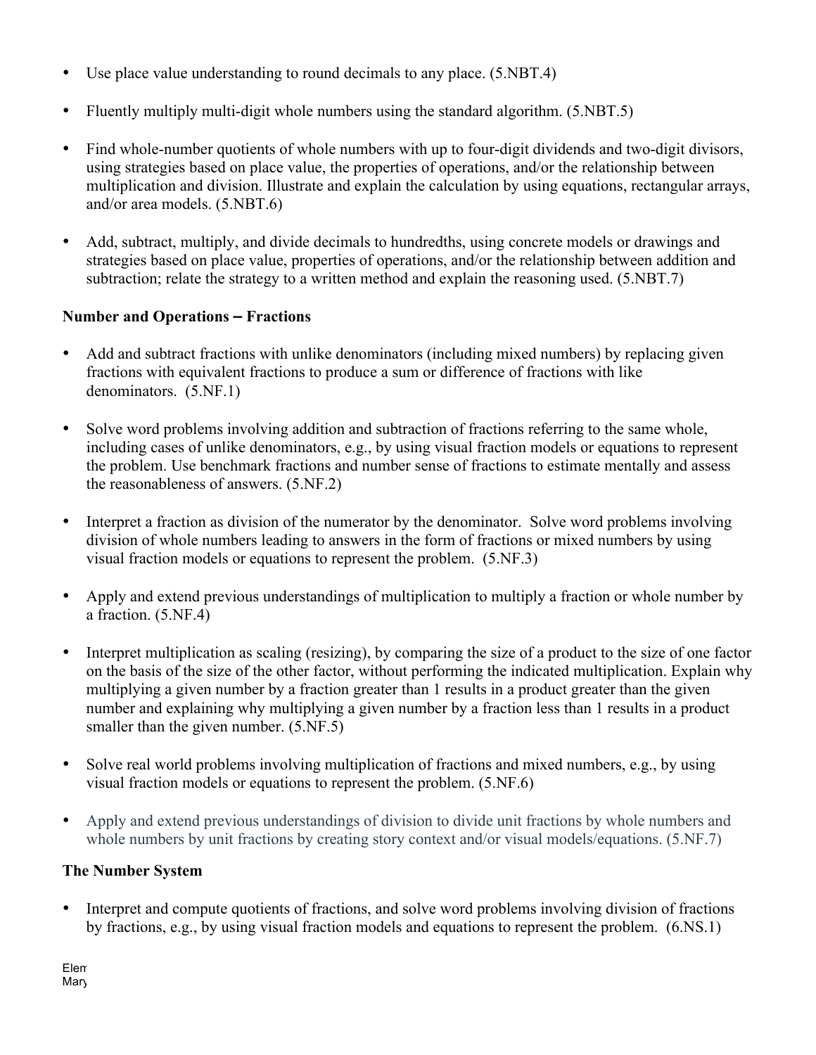- Use place value understanding to round decimals to any place. (5.NBT.4)

- Fluently multiply multi-digit whole numbers using the standard algorithm. (5.NBT.5)

- Find whole-number quotients of whole numbers with up to four-digit dividends and two-digit divisors, using strategies based on place value, the properties of operations, and/or the relationship between multiplication and division. Illustrate and explain the calculation by using equations, rectangular arrays, and/or area models. (5.NBT.6)

- Add, subtract, multiply, and divide decimals to hundredths, using concrete models or drawings and strategies based on place value, properties of operations, and/or the relationship between addition and subtraction; relate the strategy to a written method and explain the reasoning used. (5.NBT.7)

**Number and Operations – Fractions**

- Add and subtract fractions with unlike denominators (including mixed numbers) by replacing given fractions with equivalent fractions to produce a sum or difference of fractions with like denominators. (5.NF.1)

- Solve word problems involving addition and subtraction of fractions referring to the same whole, including cases of unlike denominators, e.g., by using visual fraction models or equations to represent the problem. Use benchmark fractions and number sense of fractions to estimate mentally and assess the reasonableness of answers. (5.NF.2)

- Interpret a fraction as division of the numerator by the denominator. Solve word problems involving division of whole numbers leading to answers in the form of fractions or mixed numbers by using visual fraction models or equations to represent the problem. (5.NF.3)

- Apply and extend previous understandings of multiplication to multiply a fraction or whole number by a fraction. (5.NF.4)

- Interpret multiplication as scaling (resizing), by comparing the size of a product to the size of one factor on the basis of the size of the other factor, without performing the indicated multiplication. Explain why multiplying a given number by a fraction greater than 1 results in a product greater than the given number and explaining why multiplying a given number by a fraction less than 1 results in a product smaller than the given number. (5.NF.5)

- Solve real world problems involving multiplication of fractions and mixed numbers, e.g., by using visual fraction models or equations to represent the problem. (5.NF.6)

- Apply and extend previous understandings of division to divide unit fractions by whole numbers and whole numbers by unit fractions by creating story context and/or visual models/equations. (5.NF.7)

**The Number System**

- Interpret and compute quotients of fractions, and solve word problems involving division of fractions by fractions, e.g., by using visual fraction models and equations to represent the problem. (6.NS.1)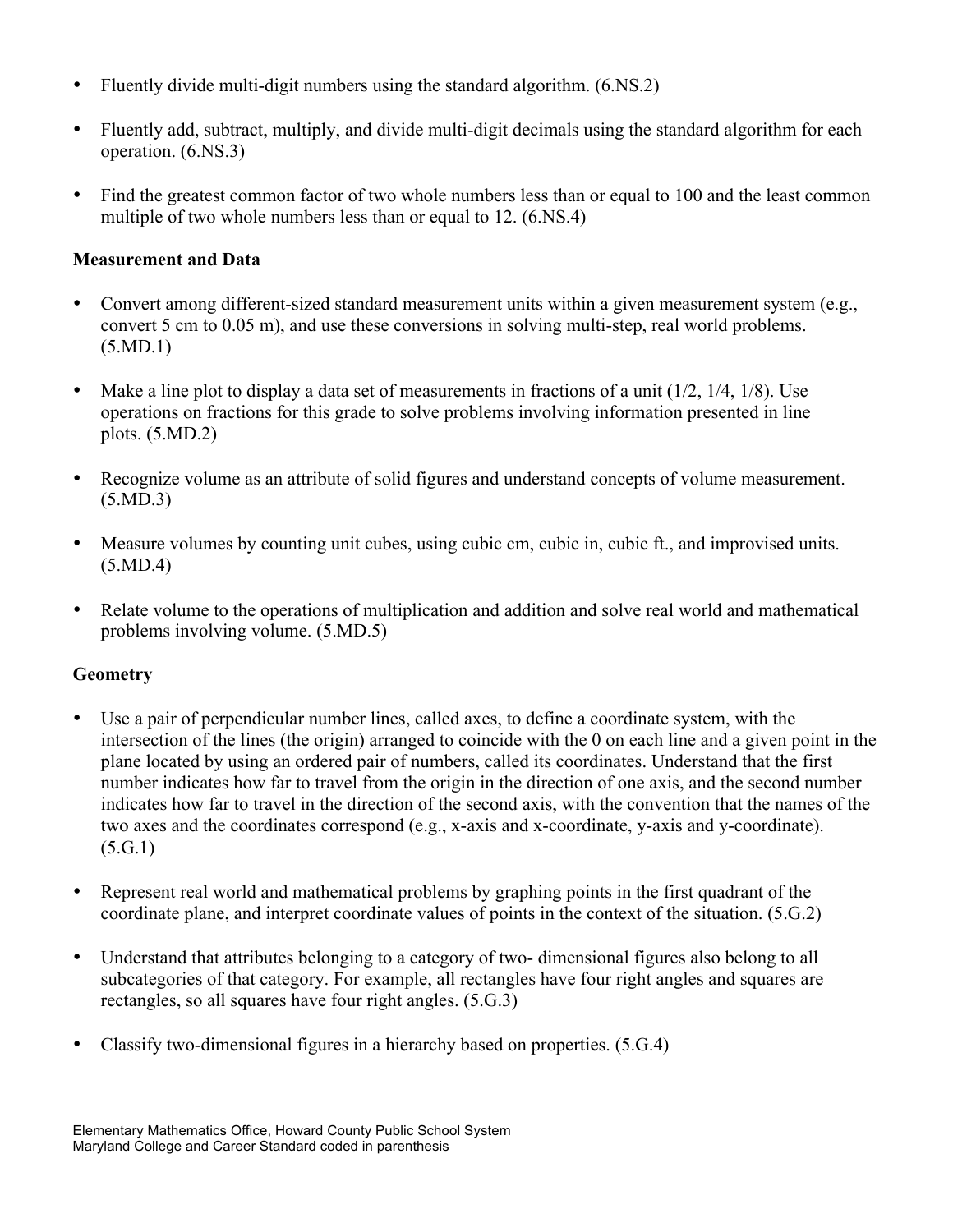- Fluently divide multi-digit numbers using the standard algorithm. (6.NS.2)
- Fluently add, subtract, multiply, and divide multi-digit decimals using the standard algorithm for each operation. (6.NS.3)
- Find the greatest common factor of two whole numbers less than or equal to 100 and the least common multiple of two whole numbers less than or equal to 12. (6.NS.4)

**Measurement and Data**

- Convert among different-sized standard measurement units within a given measurement system (e.g., convert 5 cm to 0.05 m), and use these conversions in solving multi-step, real world problems. (5.MD.1)
- Make a line plot to display a data set of measurements in fractions of a unit (1/2, 1/4, 1/8). Use operations on fractions for this grade to solve problems involving information presented in line plots. (5.MD.2)
- Recognize volume as an attribute of solid figures and understand concepts of volume measurement. (5.MD.3)
- Measure volumes by counting unit cubes, using cubic cm, cubic in, cubic ft., and improvised units. (5.MD.4)
- Relate volume to the operations of multiplication and addition and solve real world and mathematical problems involving volume. (5.MD.5)

**Geometry**

- Use a pair of perpendicular number lines, called axes, to define a coordinate system, with the intersection of the lines (the origin) arranged to coincide with the 0 on each line and a given point in the plane located by using an ordered pair of numbers, called its coordinates. Understand that the first number indicates how far to travel from the origin in the direction of one axis, and the second number indicates how far to travel in the direction of the second axis, with the convention that the names of the two axes and the coordinates correspond (e.g., x-axis and x-coordinate, y-axis and y-coordinate). (5.G.1)
- Represent real world and mathematical problems by graphing points in the first quadrant of the coordinate plane, and interpret coordinate values of points in the context of the situation. (5.G.2)
- Understand that attributes belonging to a category of two- dimensional figures also belong to all subcategories of that category. For example, all rectangles have four right angles and squares are rectangles, so all squares have four right angles. (5.G.3)
- Classify two-dimensional figures in a hierarchy based on properties. (5.G.4)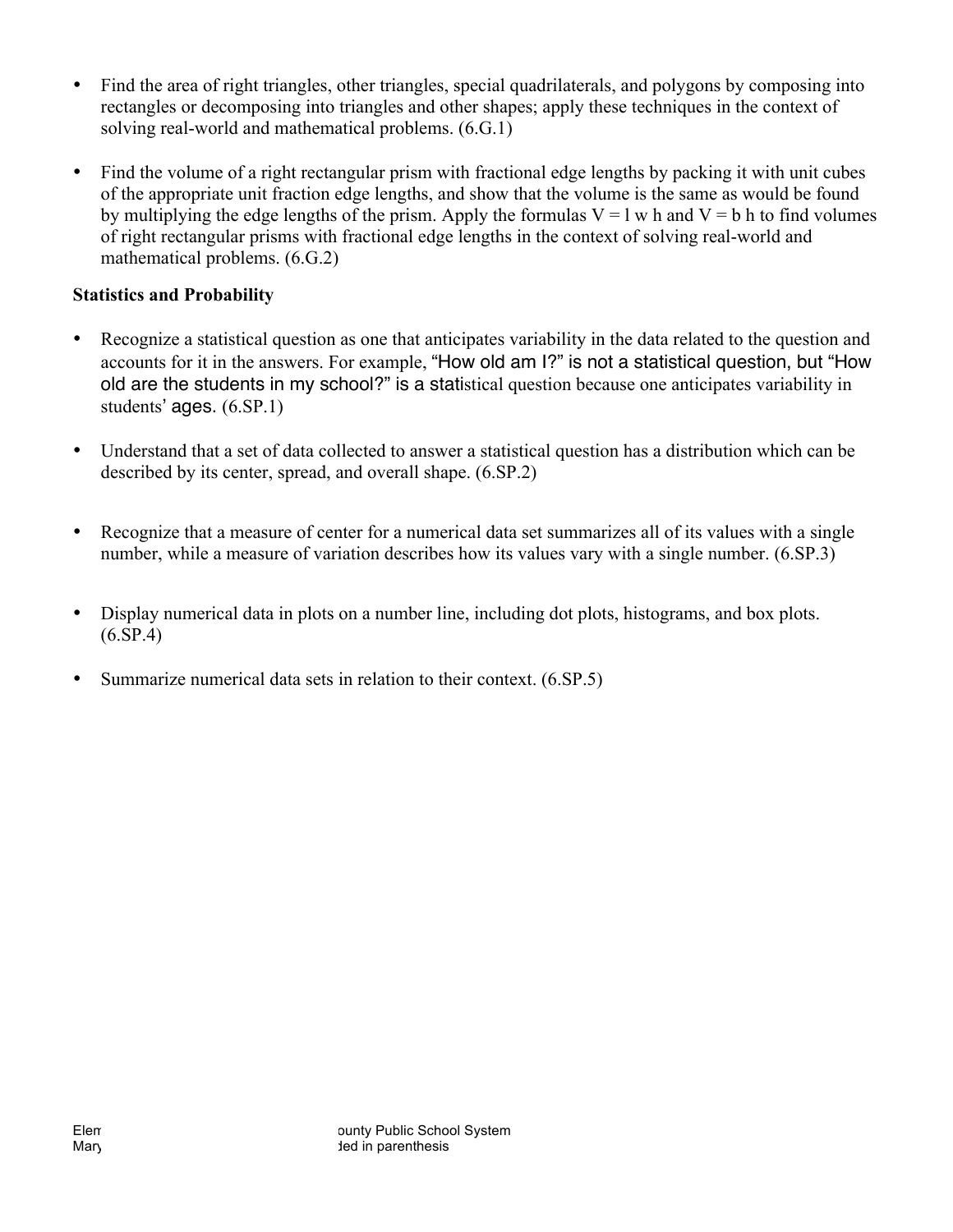- Find the area of right triangles, other triangles, special quadrilaterals, and polygons by composing into rectangles or decomposing into triangles and other shapes; apply these techniques in the context of solving real-world and mathematical problems. (6.G.1)

- Find the volume of a right rectangular prism with fractional edge lengths by packing it with unit cubes of the appropriate unit fraction edge lengths, and show that the volume is the same as would be found by multiplying the edge lengths of the prism. Apply the formulas $V = l\ w\ h$ and $V = b\ h$ to find volumes of right rectangular prisms with fractional edge lengths in the context of solving real-world and mathematical problems. (6.G.2)

**Statistics and Probability**

- Recognize a statistical question as one that anticipates variability in the data related to the question and accounts for it in the answers. For example, "How old am I?" is not a statistical question, but "How old are the students in my school?" is a statistical question because one anticipates variability in students' ages. (6.SP.1)

- Understand that a set of data collected to answer a statistical question has a distribution which can be described by its center, spread, and overall shape. (6.SP.2)

- Recognize that a measure of center for a numerical data set summarizes all of its values with a single number, while a measure of variation describes how its values vary with a single number. (6.SP.3)

- Display numerical data in plots on a number line, including dot plots, histograms, and box plots. (6.SP.4)

- Summarize numerical data sets in relation to their context. (6.SP.5)